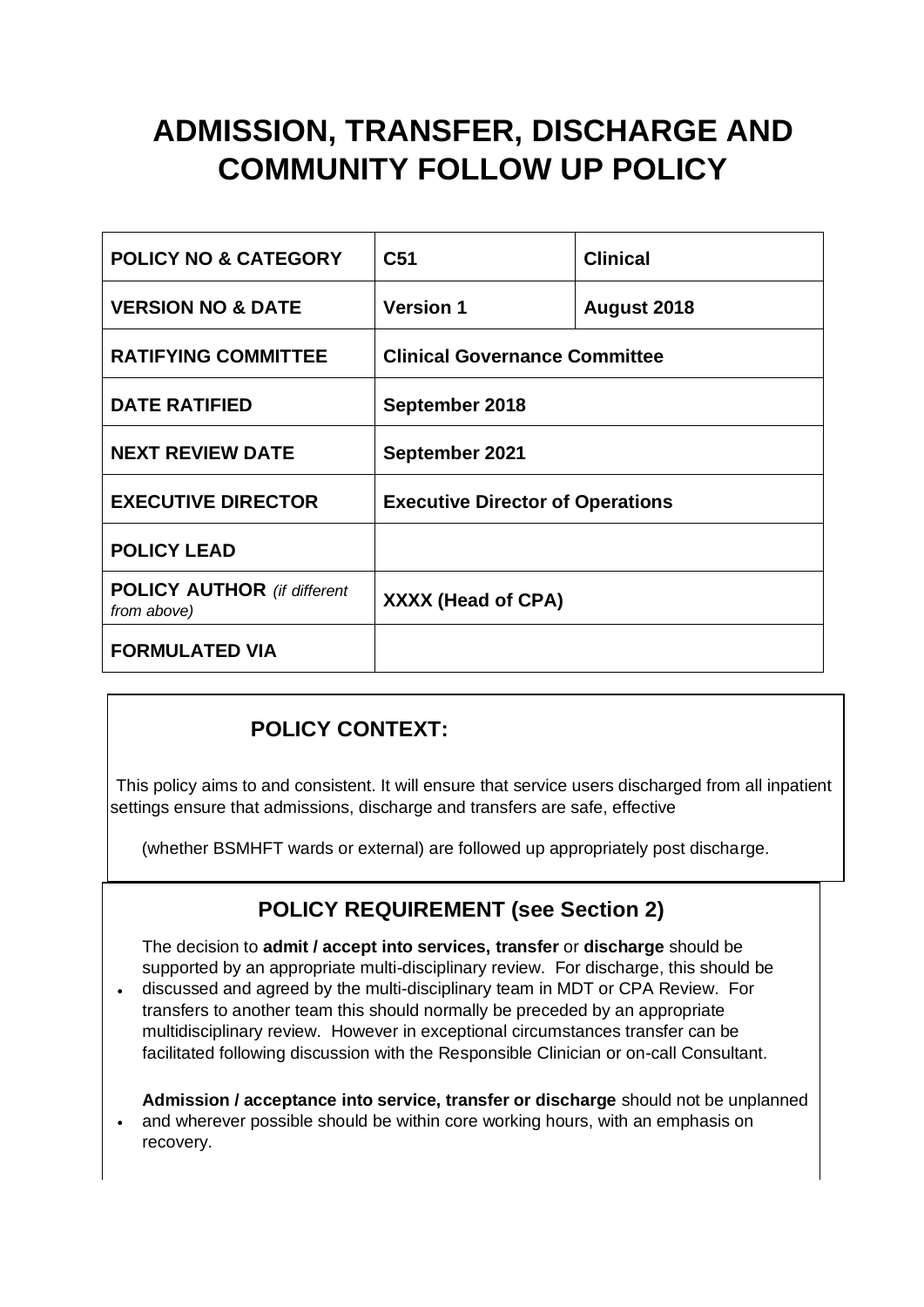# ADMISSION, TRANSFER, DISCHARGE AND COMMUNITY FOLLOW UP POLICY

| POLICY NO & CATEGORY | C51 | Clinical |
|---|---|---|
| VERSION NO & DATE | Version 1 | August 2018 |
| RATIFYING COMMITTEE | Clinical Governance Committee | |
| DATE RATIFIED | September 2018 | |
| NEXT REVIEW DATE | September 2021 | |
| EXECUTIVE DIRECTOR | Executive Director of Operations | |
| POLICY LEAD | | |
| POLICY AUTHOR *(if different from above)* | XXXX (Head of CPA) | |
| FORMULATED VIA | | |

## POLICY CONTEXT:

This policy aims to and consistent. It will ensure that service users discharged from all inpatient settings ensure that admissions, discharge and transfers are safe, effective

(whether BSMHFT wards or external) are followed up appropriately post discharge.

## POLICY REQUIREMENT (see Section 2)

- The decision to **admit / accept into services, transfer** or **discharge** should be supported by an appropriate multi-disciplinary review. For discharge, this should be discussed and agreed by the multi-disciplinary team in MDT or CPA Review. For transfers to another team this should normally be preceded by an appropriate multidisciplinary review. However in exceptional circumstances transfer can be facilitated following discussion with the Responsible Clinician or on-call Consultant.
- **Admission / acceptance into service, transfer or discharge** should not be unplanned and wherever possible should be within core working hours, with an emphasis on recovery.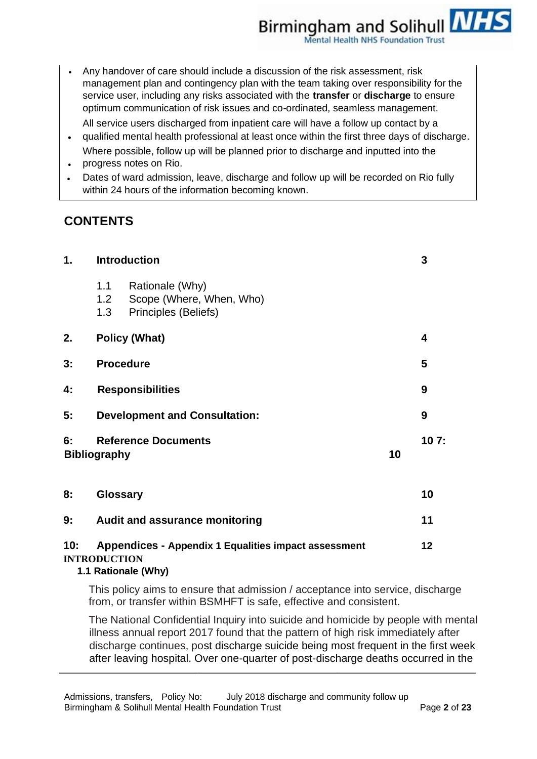- Any handover of care should include a discussion of the risk assessment, risk management plan and contingency plan with the team taking over responsibility for the service user, including any risks associated with the **transfer** or **discharge** to ensure optimum communication of risk issues and co-ordinated, seamless management.
- All service users discharged from inpatient care will have a follow up contact by a qualified mental health professional at least once within the first three days of discharge.
- Where possible, follow up will be planned prior to discharge and inputted into the progress notes on Rio.
- Dates of ward admission, leave, discharge and follow up will be recorded on Rio fully within 24 hours of the information becoming known.

## CONTENTS

| | | |
|---|---|---|
| **1.** | **Introduction** | **3** |
| | 1.1 Rationale (Why) | |
| | 1.2 Scope (Where, When, Who) | |
| | 1.3 Principles (Beliefs) | |
| **2.** | **Policy (What)** | **4** |
| **3:** | **Procedure** | **5** |
| **4:** | **Responsibilities** | **9** |
| **5:** | **Development and Consultation:** | **9** |
| **6:** | **Reference Documents** | **10** |
| **7:** | **Bibliography** | **10** |
| **8:** | **Glossary** | **10** |
| **9:** | **Audit and assurance monitoring** | **11** |
| **10:** | **Appendices - Appendix 1 Equalities impact assessment** | **12** |

## INTRODUCTION

### 1.1 Rationale (Why)

This policy aims to ensure that admission / acceptance into service, discharge from, or transfer within BSMHFT is safe, effective and consistent.

The National Confidential Inquiry into suicide and homicide by people with mental illness annual report 2017 found that the pattern of high risk immediately after discharge continues, post discharge suicide being most frequent in the first week after leaving hospital. Over one-quarter of post-discharge deaths occurred in the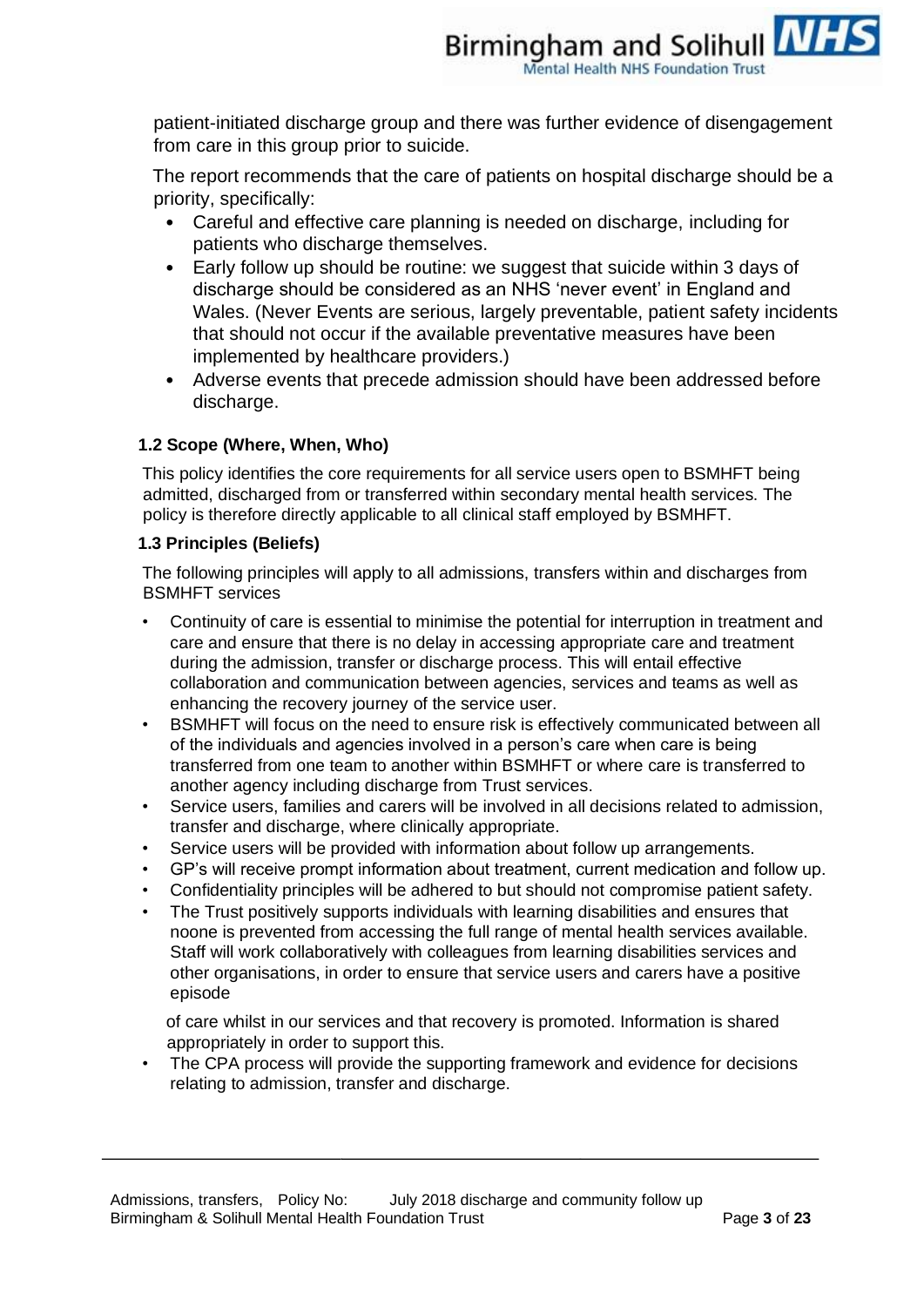patient-initiated discharge group and there was further evidence of disengagement from care in this group prior to suicide.

The report recommends that the care of patients on hospital discharge should be a priority, specifically:

- Careful and effective care planning is needed on discharge, including for patients who discharge themselves.
- Early follow up should be routine: we suggest that suicide within 3 days of discharge should be considered as an NHS 'never event' in England and Wales. (Never Events are serious, largely preventable, patient safety incidents that should not occur if the available preventative measures have been implemented by healthcare providers.)
- Adverse events that precede admission should have been addressed before discharge.

### 1.2 Scope (Where, When, Who)

This policy identifies the core requirements for all service users open to BSMHFT being admitted, discharged from or transferred within secondary mental health services. The policy is therefore directly applicable to all clinical staff employed by BSMHFT.

### 1.3 Principles (Beliefs)

The following principles will apply to all admissions, transfers within and discharges from BSMHFT services

- Continuity of care is essential to minimise the potential for interruption in treatment and care and ensure that there is no delay in accessing appropriate care and treatment during the admission, transfer or discharge process. This will entail effective collaboration and communication between agencies, services and teams as well as enhancing the recovery journey of the service user.
- BSMHFT will focus on the need to ensure risk is effectively communicated between all of the individuals and agencies involved in a person's care when care is being transferred from one team to another within BSMHFT or where care is transferred to another agency including discharge from Trust services.
- Service users, families and carers will be involved in all decisions related to admission, transfer and discharge, where clinically appropriate.
- Service users will be provided with information about follow up arrangements.
- GP's will receive prompt information about treatment, current medication and follow up.
- Confidentiality principles will be adhered to but should not compromise patient safety.
- The Trust positively supports individuals with learning disabilities and ensures that noone is prevented from accessing the full range of mental health services available. Staff will work collaboratively with colleagues from learning disabilities services and other organisations, in order to ensure that service users and carers have a positive episode of care whilst in our services and that recovery is promoted. Information is shared appropriately in order to support this.
- The CPA process will provide the supporting framework and evidence for decisions relating to admission, transfer and discharge.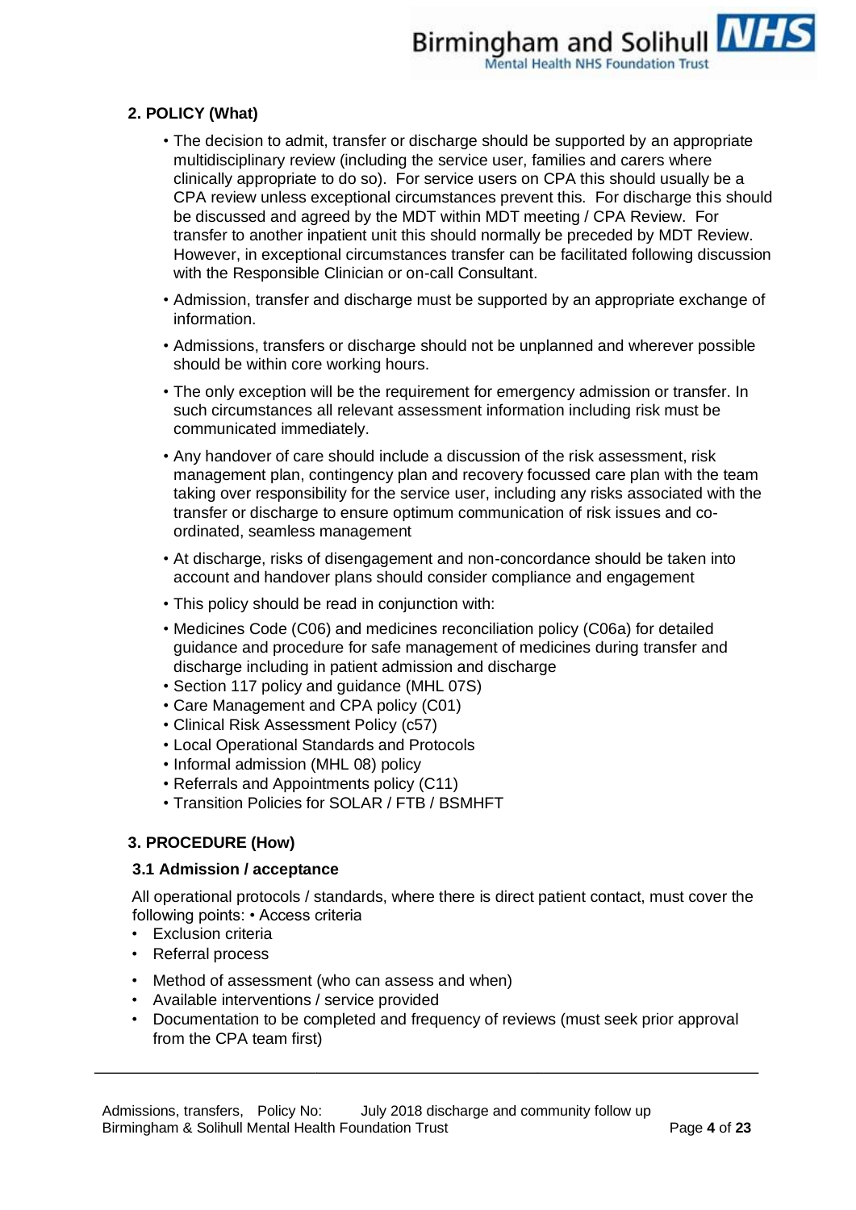## 2. POLICY (What)

- The decision to admit, transfer or discharge should be supported by an appropriate multidisciplinary review (including the service user, families and carers where clinically appropriate to do so). For service users on CPA this should usually be a CPA review unless exceptional circumstances prevent this. For discharge this should be discussed and agreed by the MDT within MDT meeting / CPA Review. For transfer to another inpatient unit this should normally be preceded by MDT Review. However, in exceptional circumstances transfer can be facilitated following discussion with the Responsible Clinician or on-call Consultant.
- Admission, transfer and discharge must be supported by an appropriate exchange of information.
- Admissions, transfers or discharge should not be unplanned and wherever possible should be within core working hours.
- The only exception will be the requirement for emergency admission or transfer. In such circumstances all relevant assessment information including risk must be communicated immediately.
- Any handover of care should include a discussion of the risk assessment, risk management plan, contingency plan and recovery focussed care plan with the team taking over responsibility for the service user, including any risks associated with the transfer or discharge to ensure optimum communication of risk issues and co-ordinated, seamless management
- At discharge, risks of disengagement and non-concordance should be taken into account and handover plans should consider compliance and engagement
- This policy should be read in conjunction with:
- Medicines Code (C06) and medicines reconciliation policy (C06a) for detailed guidance and procedure for safe management of medicines during transfer and discharge including in patient admission and discharge
- Section 117 policy and guidance (MHL 07S)
- Care Management and CPA policy (C01)
- Clinical Risk Assessment Policy (c57)
- Local Operational Standards and Protocols
- Informal admission (MHL 08) policy
- Referrals and Appointments policy (C11)
- Transition Policies for SOLAR / FTB / BSMHFT

## 3. PROCEDURE (How)

### 3.1 Admission / acceptance

All operational protocols / standards, where there is direct patient contact, must cover the following points: • Access criteria

- Exclusion criteria
- Referral process
- Method of assessment (who can assess and when)
- Available interventions / service provided
- Documentation to be completed and frequency of reviews (must seek prior approval from the CPA team first)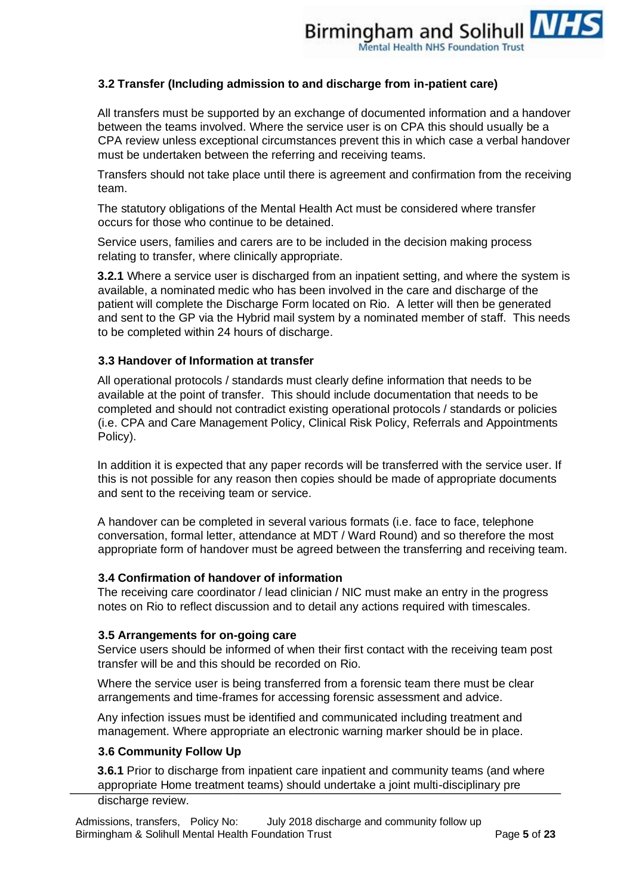### 3.2 Transfer (Including admission to and discharge from in-patient care)

All transfers must be supported by an exchange of documented information and a handover between the teams involved. Where the service user is on CPA this should usually be a CPA review unless exceptional circumstances prevent this in which case a verbal handover must be undertaken between the referring and receiving teams.

Transfers should not take place until there is agreement and confirmation from the receiving team.

The statutory obligations of the Mental Health Act must be considered where transfer occurs for those who continue to be detained.

Service users, families and carers are to be included in the decision making process relating to transfer, where clinically appropriate.

**3.2.1** Where a service user is discharged from an inpatient setting, and where the system is available, a nominated medic who has been involved in the care and discharge of the patient will complete the Discharge Form located on Rio. A letter will then be generated and sent to the GP via the Hybrid mail system by a nominated member of staff. This needs to be completed within 24 hours of discharge.

### 3.3 Handover of Information at transfer

All operational protocols / standards must clearly define information that needs to be available at the point of transfer. This should include documentation that needs to be completed and should not contradict existing operational protocols / standards or policies (i.e. CPA and Care Management Policy, Clinical Risk Policy, Referrals and Appointments Policy).

In addition it is expected that any paper records will be transferred with the service user. If this is not possible for any reason then copies should be made of appropriate documents and sent to the receiving team or service.

A handover can be completed in several various formats (i.e. face to face, telephone conversation, formal letter, attendance at MDT / Ward Round) and so therefore the most appropriate form of handover must be agreed between the transferring and receiving team.

### 3.4 Confirmation of handover of information

The receiving care coordinator / lead clinician / NIC must make an entry in the progress notes on Rio to reflect discussion and to detail any actions required with timescales.

### 3.5 Arrangements for on-going care

Service users should be informed of when their first contact with the receiving team post transfer will be and this should be recorded on Rio.

Where the service user is being transferred from a forensic team there must be clear arrangements and time-frames for accessing forensic assessment and advice.

Any infection issues must be identified and communicated including treatment and management. Where appropriate an electronic warning marker should be in place.

### 3.6 Community Follow Up

**3.6.1** Prior to discharge from inpatient care inpatient and community teams (and where appropriate Home treatment teams) should undertake a joint multi-disciplinary pre discharge review.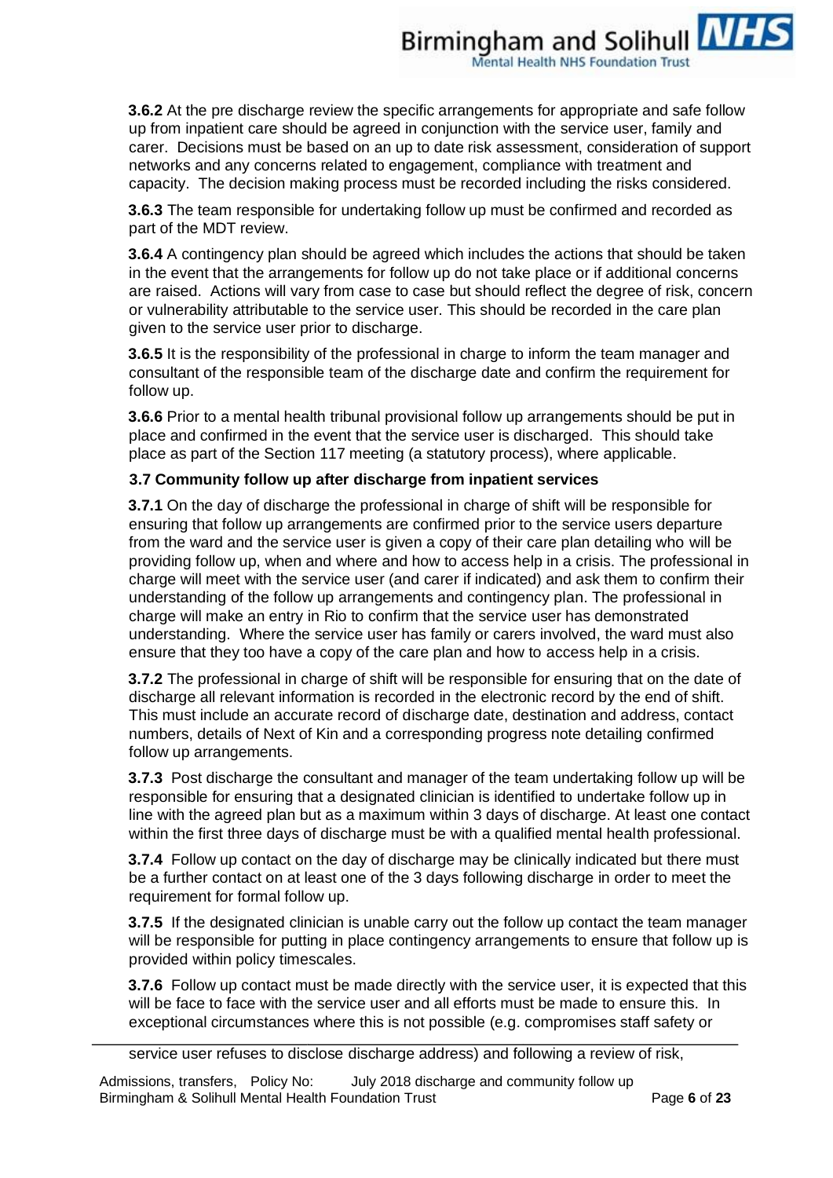**3.6.2** At the pre discharge review the specific arrangements for appropriate and safe follow up from inpatient care should be agreed in conjunction with the service user, family and carer. Decisions must be based on an up to date risk assessment, consideration of support networks and any concerns related to engagement, compliance with treatment and capacity. The decision making process must be recorded including the risks considered.

**3.6.3** The team responsible for undertaking follow up must be confirmed and recorded as part of the MDT review.

**3.6.4** A contingency plan should be agreed which includes the actions that should be taken in the event that the arrangements for follow up do not take place or if additional concerns are raised. Actions will vary from case to case but should reflect the degree of risk, concern or vulnerability attributable to the service user. This should be recorded in the care plan given to the service user prior to discharge.

**3.6.5** It is the responsibility of the professional in charge to inform the team manager and consultant of the responsible team of the discharge date and confirm the requirement for follow up.

**3.6.6** Prior to a mental health tribunal provisional follow up arrangements should be put in place and confirmed in the event that the service user is discharged. This should take place as part of the Section 117 meeting (a statutory process), where applicable.

### 3.7 Community follow up after discharge from inpatient services

**3.7.1** On the day of discharge the professional in charge of shift will be responsible for ensuring that follow up arrangements are confirmed prior to the service users departure from the ward and the service user is given a copy of their care plan detailing who will be providing follow up, when and where and how to access help in a crisis. The professional in charge will meet with the service user (and carer if indicated) and ask them to confirm their understanding of the follow up arrangements and contingency plan. The professional in charge will make an entry in Rio to confirm that the service user has demonstrated understanding. Where the service user has family or carers involved, the ward must also ensure that they too have a copy of the care plan and how to access help in a crisis.

**3.7.2** The professional in charge of shift will be responsible for ensuring that on the date of discharge all relevant information is recorded in the electronic record by the end of shift. This must include an accurate record of discharge date, destination and address, contact numbers, details of Next of Kin and a corresponding progress note detailing confirmed follow up arrangements.

**3.7.3** Post discharge the consultant and manager of the team undertaking follow up will be responsible for ensuring that a designated clinician is identified to undertake follow up in line with the agreed plan but as a maximum within 3 days of discharge. At least one contact within the first three days of discharge must be with a qualified mental health professional.

**3.7.4** Follow up contact on the day of discharge may be clinically indicated but there must be a further contact on at least one of the 3 days following discharge in order to meet the requirement for formal follow up.

**3.7.5** If the designated clinician is unable carry out the follow up contact the team manager will be responsible for putting in place contingency arrangements to ensure that follow up is provided within policy timescales.

**3.7.6** Follow up contact must be made directly with the service user, it is expected that this will be face to face with the service user and all efforts must be made to ensure this. In exceptional circumstances where this is not possible (e.g. compromises staff safety or service user refuses to disclose discharge address) and following a review of risk,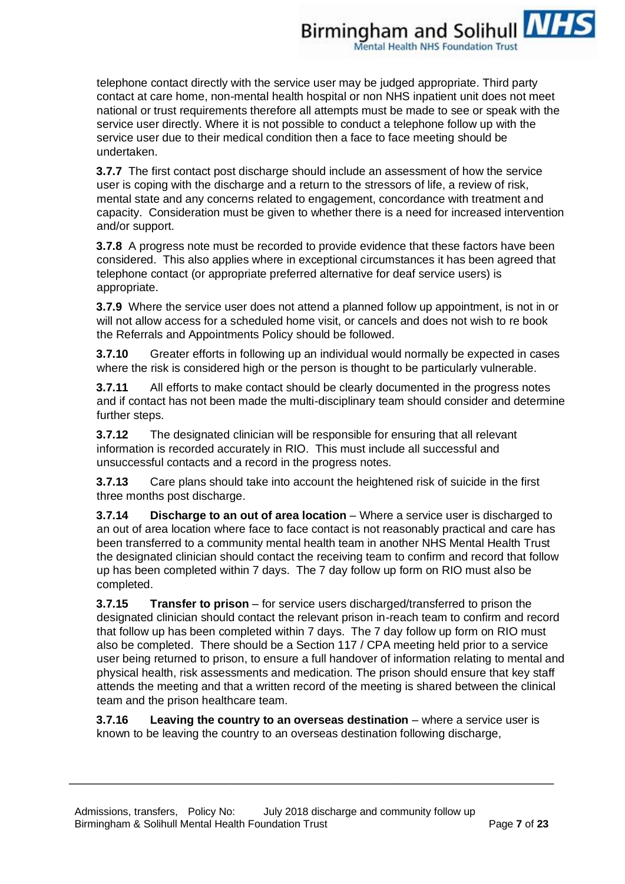telephone contact directly with the service user may be judged appropriate. Third party contact at care home, non-mental health hospital or non NHS inpatient unit does not meet national or trust requirements therefore all attempts must be made to see or speak with the service user directly. Where it is not possible to conduct a telephone follow up with the service user due to their medical condition then a face to face meeting should be undertaken.

**3.7.7** The first contact post discharge should include an assessment of how the service user is coping with the discharge and a return to the stressors of life, a review of risk, mental state and any concerns related to engagement, concordance with treatment and capacity. Consideration must be given to whether there is a need for increased intervention and/or support.

**3.7.8** A progress note must be recorded to provide evidence that these factors have been considered. This also applies where in exceptional circumstances it has been agreed that telephone contact (or appropriate preferred alternative for deaf service users) is appropriate.

**3.7.9** Where the service user does not attend a planned follow up appointment, is not in or will not allow access for a scheduled home visit, or cancels and does not wish to re book the Referrals and Appointments Policy should be followed.

**3.7.10** Greater efforts in following up an individual would normally be expected in cases where the risk is considered high or the person is thought to be particularly vulnerable.

**3.7.11** All efforts to make contact should be clearly documented in the progress notes and if contact has not been made the multi-disciplinary team should consider and determine further steps.

**3.7.12** The designated clinician will be responsible for ensuring that all relevant information is recorded accurately in RIO. This must include all successful and unsuccessful contacts and a record in the progress notes.

**3.7.13** Care plans should take into account the heightened risk of suicide in the first three months post discharge.

**3.7.14** **Discharge to an out of area location** – Where a service user is discharged to an out of area location where face to face contact is not reasonably practical and care has been transferred to a community mental health team in another NHS Mental Health Trust the designated clinician should contact the receiving team to confirm and record that follow up has been completed within 7 days. The 7 day follow up form on RIO must also be completed.

**3.7.15** **Transfer to prison** – for service users discharged/transferred to prison the designated clinician should contact the relevant prison in-reach team to confirm and record that follow up has been completed within 7 days. The 7 day follow up form on RIO must also be completed. There should be a Section 117 / CPA meeting held prior to a service user being returned to prison, to ensure a full handover of information relating to mental and physical health, risk assessments and medication. The prison should ensure that key staff attends the meeting and that a written record of the meeting is shared between the clinical team and the prison healthcare team.

**3.7.16** **Leaving the country to an overseas destination** – where a service user is known to be leaving the country to an overseas destination following discharge,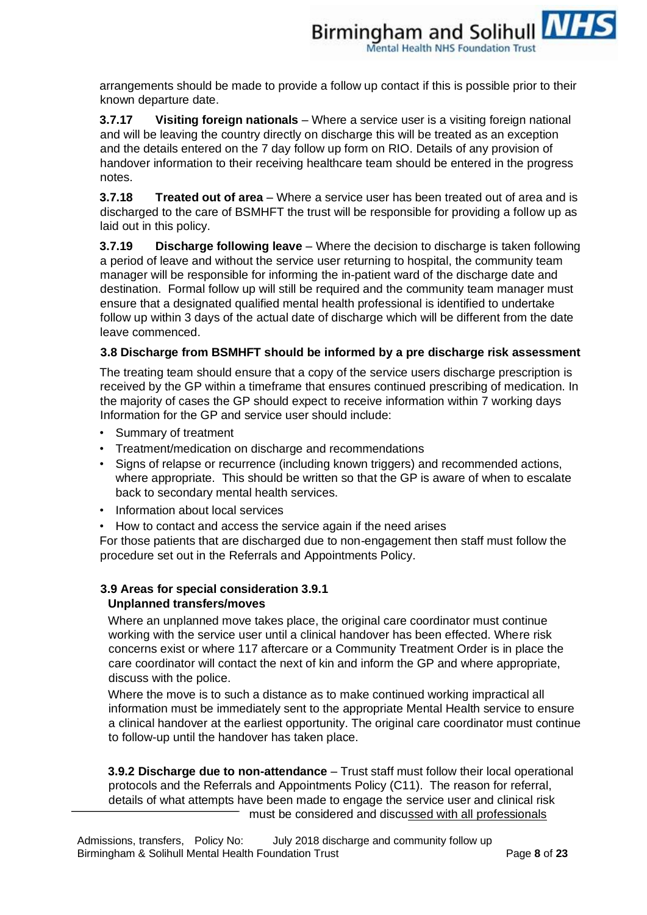arrangements should be made to provide a follow up contact if this is possible prior to their known departure date.

**3.7.17 Visiting foreign nationals** – Where a service user is a visiting foreign national and will be leaving the country directly on discharge this will be treated as an exception and the details entered on the 7 day follow up form on RIO. Details of any provision of handover information to their receiving healthcare team should be entered in the progress notes.

**3.7.18 Treated out of area** – Where a service user has been treated out of area and is discharged to the care of BSMHFT the trust will be responsible for providing a follow up as laid out in this policy.

**3.7.19 Discharge following leave** – Where the decision to discharge is taken following a period of leave and without the service user returning to hospital, the community team manager will be responsible for informing the in-patient ward of the discharge date and destination. Formal follow up will still be required and the community team manager must ensure that a designated qualified mental health professional is identified to undertake follow up within 3 days of the actual date of discharge which will be different from the date leave commenced.

### 3.8 Discharge from BSMHFT should be informed by a pre discharge risk assessment

The treating team should ensure that a copy of the service users discharge prescription is received by the GP within a timeframe that ensures continued prescribing of medication. In the majority of cases the GP should expect to receive information within 7 working days Information for the GP and service user should include:

- Summary of treatment
- Treatment/medication on discharge and recommendations
- Signs of relapse or recurrence (including known triggers) and recommended actions, where appropriate. This should be written so that the GP is aware of when to escalate back to secondary mental health services.
- Information about local services
- How to contact and access the service again if the need arises

For those patients that are discharged due to non-engagement then staff must follow the procedure set out in the Referrals and Appointments Policy.

### 3.9 Areas for special consideration 3.9.1 Unplanned transfers/moves

Where an unplanned move takes place, the original care coordinator must continue working with the service user until a clinical handover has been effected. Where risk concerns exist or where 117 aftercare or a Community Treatment Order is in place the care coordinator will contact the next of kin and inform the GP and where appropriate, discuss with the police.

Where the move is to such a distance as to make continued working impractical all information must be immediately sent to the appropriate Mental Health service to ensure a clinical handover at the earliest opportunity. The original care coordinator must continue to follow-up until the handover has taken place.

**3.9.2 Discharge due to non-attendance** – Trust staff must follow their local operational protocols and the Referrals and Appointments Policy (C11). The reason for referral, details of what attempts have been made to engage the service user and clinical risk must be considered and discussed with all professionals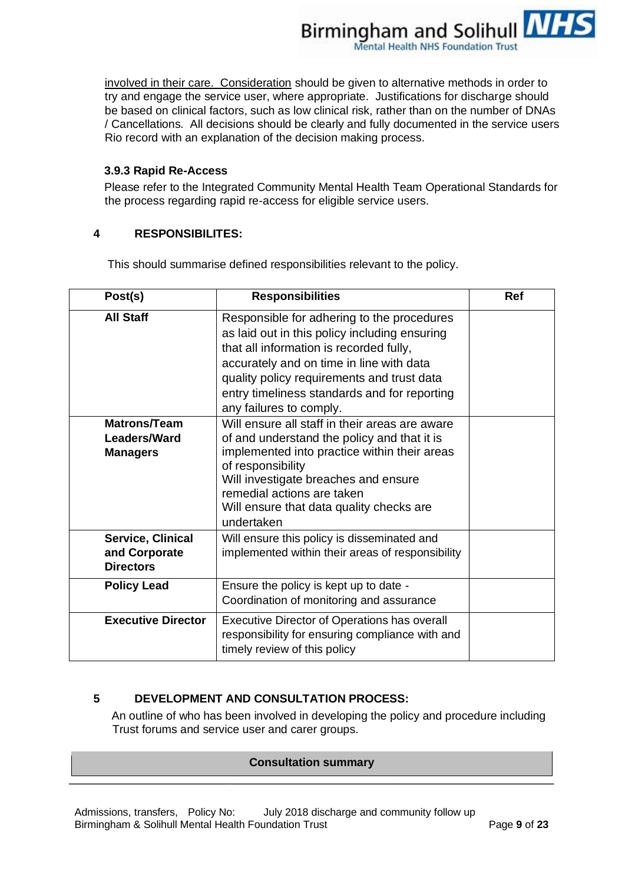involved in their care. Consideration should be given to alternative methods in order to try and engage the service user, where appropriate. Justifications for discharge should be based on clinical factors, such as low clinical risk, rather than on the number of DNAs / Cancellations. All decisions should be clearly and fully documented in the service users Rio record with an explanation of the decision making process.

### 3.9.3 Rapid Re-Access

Please refer to the Integrated Community Mental Health Team Operational Standards for the process regarding rapid re-access for eligible service users.

## 4 RESPONSIBILITES:

This should summarise defined responsibilities relevant to the policy.

| Post(s) | Responsibilities | Ref |
|---|---|---|
| **All Staff** | Responsible for adhering to the procedures as laid out in this policy including ensuring that all information is recorded fully, accurately and on time in line with data quality policy requirements and trust data entry timeliness standards and for reporting any failures to comply. | |
| **Matrons/Team Leaders/Ward Managers** | Will ensure all staff in their areas are aware of and understand the policy and that it is implemented into practice within their areas of responsibility<br>Will investigate breaches and ensure remedial actions are taken<br>Will ensure that data quality checks are undertaken | |
| **Service, Clinical and Corporate Directors** | Will ensure this policy is disseminated and implemented within their areas of responsibility | |
| **Policy Lead** | Ensure the policy is kept up to date - Coordination of monitoring and assurance | |
| **Executive Director** | Executive Director of Operations has overall responsibility for ensuring compliance with and timely review of this policy | |

## 5 DEVELOPMENT AND CONSULTATION PROCESS:

An outline of who has been involved in developing the policy and procedure including Trust forums and service user and carer groups.

| Consultation summary |
|---|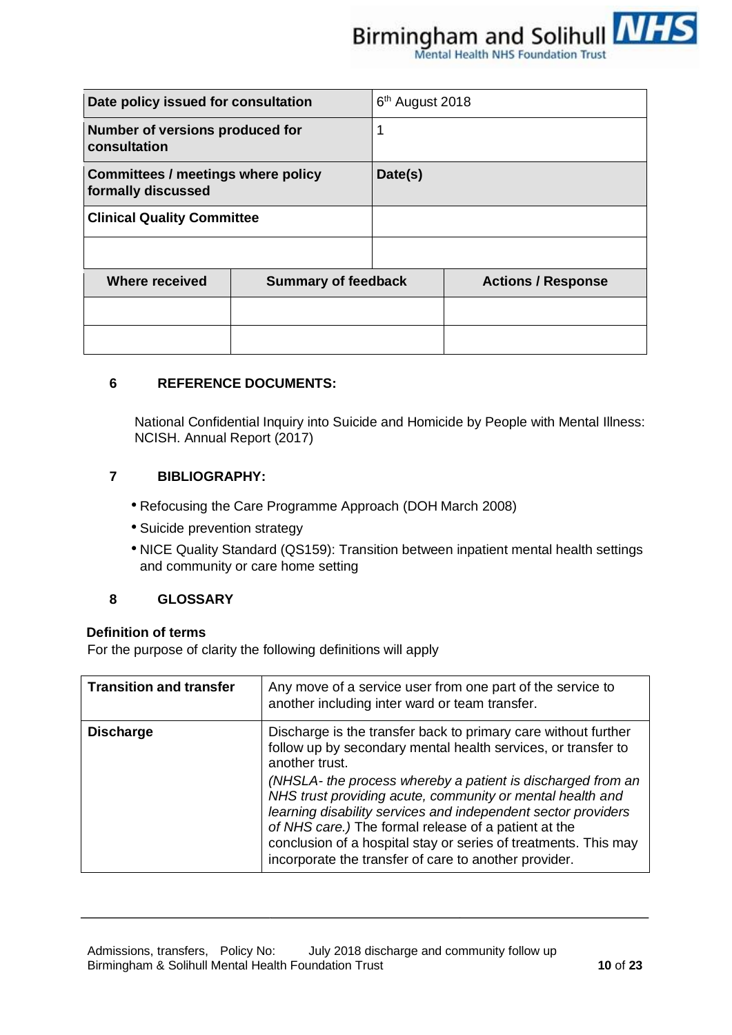| Date policy issued for consultation | | 6th August 2018 |
|---|---|---|
| **Number of versions produced for consultation** | | 1 |
| **Committees / meetings where policy formally discussed** | | **Date(s)** |
| **Clinical Quality Committee** | | |
| | | |
| **Where received** | **Summary of feedback** | **Actions / Response** |
| | | |
| | | |

## 6 REFERENCE DOCUMENTS:

National Confidential Inquiry into Suicide and Homicide by People with Mental Illness: NCISH. Annual Report (2017)

## 7 BIBLIOGRAPHY:

- Refocusing the Care Programme Approach (DOH March 2008)
- Suicide prevention strategy
- NICE Quality Standard (QS159): Transition between inpatient mental health settings and community or care home setting

## 8 GLOSSARY

**Definition of terms**

For the purpose of clarity the following definitions will apply

| Term | Definition |
|---|---|
| **Transition and transfer** | Any move of a service user from one part of the service to another including inter ward or team transfer. |
| **Discharge** | Discharge is the transfer back to primary care without further follow up by secondary mental health services, or transfer to another trust. *(NHSLA- the process whereby a patient is discharged from an NHS trust providing acute, community or mental health and learning disability services and independent sector providers of NHS care.)* The formal release of a patient at the conclusion of a hospital stay or series of treatments. This may incorporate the transfer of care to another provider. |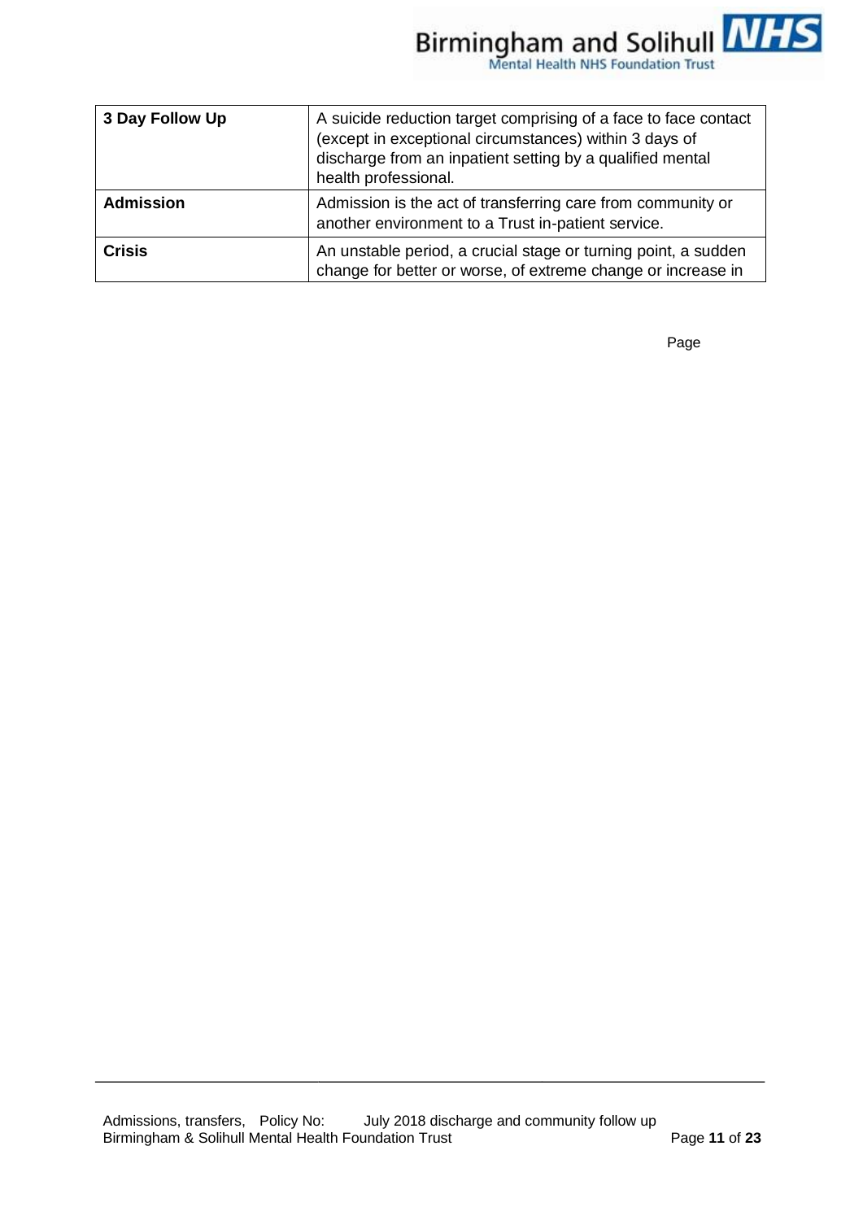| 3 Day Follow Up | A suicide reduction target comprising of a face to face contact (except in exceptional circumstances) within 3 days of discharge from an inpatient setting by a qualified mental health professional. |
|---|---|
| **Admission** | Admission is the act of transferring care from community or another environment to a Trust in-patient service. |
| **Crisis** | An unstable period, a crucial stage or turning point, a sudden change for better or worse, of extreme change or increase in |

Page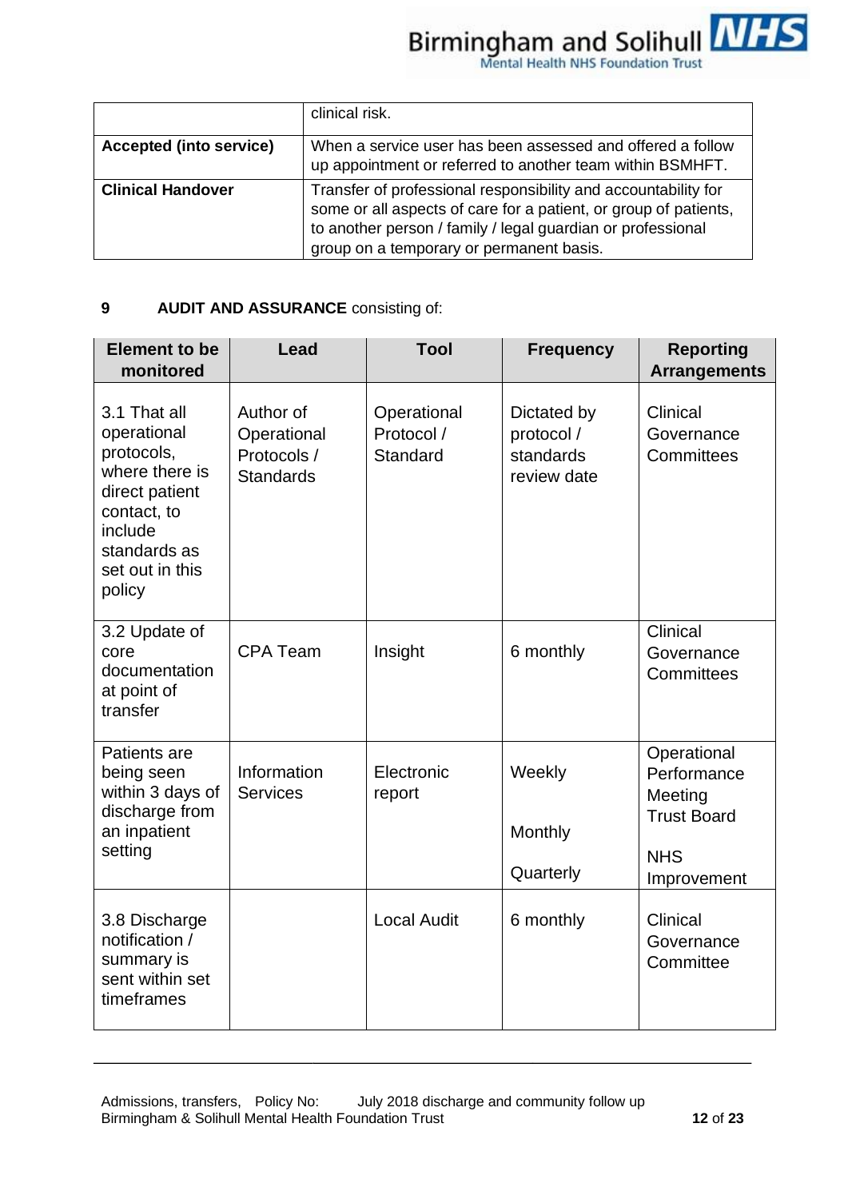| | |
|---|---|
| | clinical risk. |
| **Accepted (into service)** | When a service user has been assessed and offered a follow up appointment or referred to another team within BSMHFT. |
| **Clinical Handover** | Transfer of professional responsibility and accountability for some or all aspects of care for a patient, or group of patients, to another person / family / legal guardian or professional group on a temporary or permanent basis. |

## 9 **AUDIT AND ASSURANCE** consisting of:

| Element to be monitored | Lead | Tool | Frequency | Reporting Arrangements |
|---|---|---|---|---|
| 3.1 That all operational protocols, where there is direct patient contact, to include standards as set out in this policy | Author of Operational Protocols / Standards | Operational Protocol / Standard | Dictated by protocol / standards review date | Clinical Governance Committees |
| 3.2 Update of core documentation at point of transfer | CPA Team | Insight | 6 monthly | Clinical Governance Committees |
| Patients are being seen within 3 days of discharge from an inpatient setting | Information Services | Electronic report | Weekly<br><br>Monthly<br><br>Quarterly | Operational Performance Meeting<br>Trust Board<br><br>NHS Improvement |
| 3.8 Discharge notification / summary is sent within set timeframes | | Local Audit | 6 monthly | Clinical Governance Committee |

Admissions, transfers, Policy No: July 2018 discharge and community follow up
Birmingham & Solihull Mental Health Foundation Trust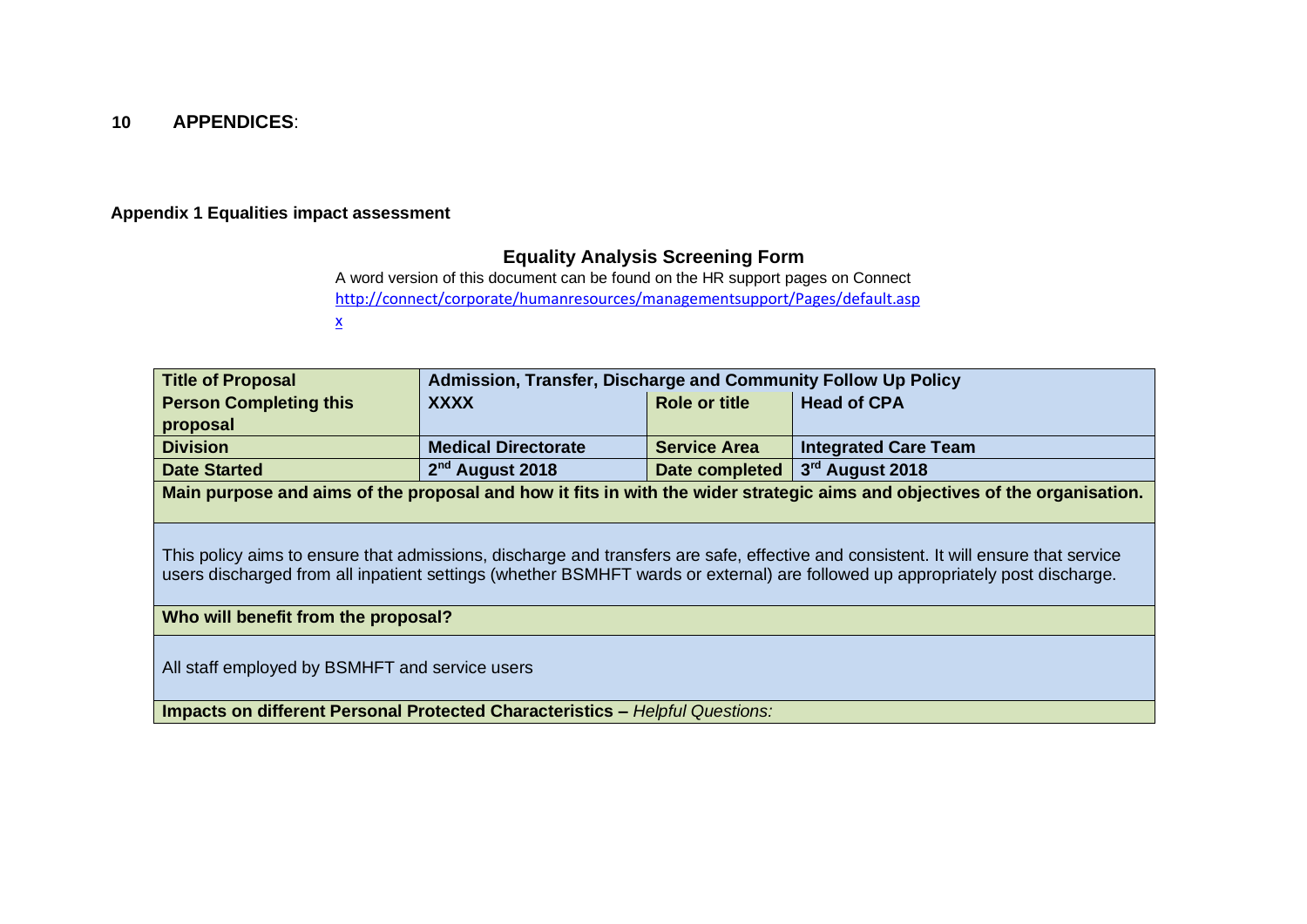## 10 APPENDICES:

### Appendix 1 Equalities impact assessment

**Equality Analysis Screening Form**

A word version of this document can be found on the HR support pages on Connect
http://connect/corporate/humanresources/managementsupport/Pages/default.aspx

| **Title of Proposal** | **Admission, Transfer, Discharge and Community Follow Up Policy** | | |
|---|---|---|---|
| **Person Completing this proposal** | **XXXX** | **Role or title** | **Head of CPA** |
| **Division** | **Medical Directorate** | **Service Area** | **Integrated Care Team** |
| **Date Started** | **2nd August 2018** | **Date completed** | **3rd August 2018** |
| **Main purpose and aims of the proposal and how it fits in with the wider strategic aims and objectives of the organisation.** | | | |
| This policy aims to ensure that admissions, discharge and transfers are safe, effective and consistent. It will ensure that service users discharged from all inpatient settings (whether BSMHFT wards or external) are followed up appropriately post discharge. | | | |
| **Who will benefit from the proposal?** | | | |
| All staff employed by BSMHFT and service users | | | |
| **Impacts on different Personal Protected Characteristics –** *Helpful Questions:* | | | |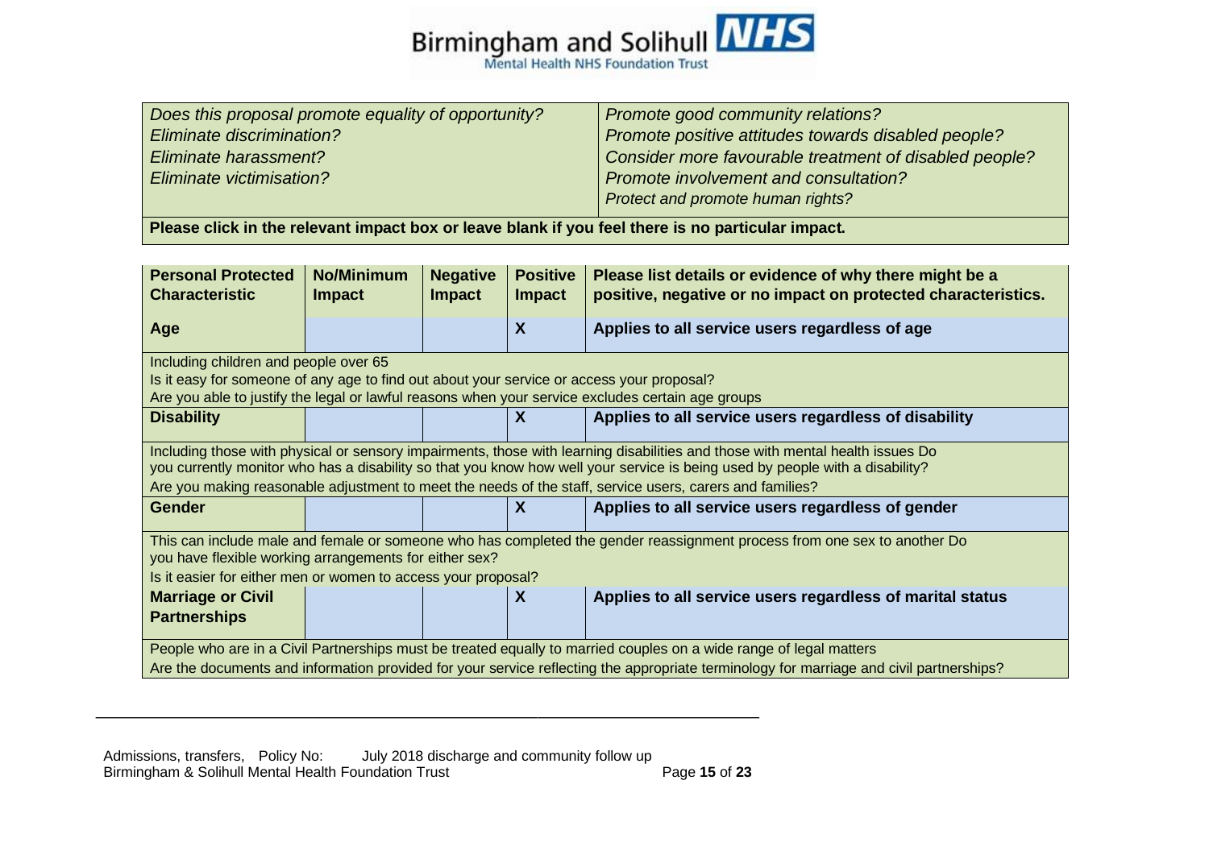| *Does this proposal promote equality of opportunity?* | *Promote good community relations?* |
|---|---|
| *Eliminate discrimination?* | *Promote positive attitudes towards disabled people?* |
| *Eliminate harassment?* | *Consider more favourable treatment of disabled people?* |
| *Eliminate victimisation?* | *Promote involvement and consultation?* |
| | *Protect and promote human rights?* |

**Please click in the relevant impact box or leave blank if you feel there is no particular impact.**

| Personal Protected Characteristic | No/Minimum Impact | Negative Impact | Positive Impact | Please list details or evidence of why there might be a positive, negative or no impact on protected characteristics. |
|---|---|---|---|---|
| **Age** | | | **X** | **Applies to all service users regardless of age** |
| Including children and people over 65<br>Is it easy for someone of any age to find out about your service or access your proposal?<br>Are you able to justify the legal or lawful reasons when your service excludes certain age groups | | | | |
| **Disability** | | | **X** | **Applies to all service users regardless of disability** |
| Including those with physical or sensory impairments, those with learning disabilities and those with mental health issues Do you currently monitor who has a disability so that you know how well your service is being used by people with a disability?<br>Are you making reasonable adjustment to meet the needs of the staff, service users, carers and families? | | | | |
| **Gender** | | | **X** | **Applies to all service users regardless of gender** |
| This can include male and female or someone who has completed the gender reassignment process from one sex to another Do you have flexible working arrangements for either sex?<br>Is it easier for either men or women to access your proposal? | | | | |
| **Marriage or Civil Partnerships** | | | **X** | **Applies to all service users regardless of marital status** |
| People who are in a Civil Partnerships must be treated equally to married couples on a wide range of legal matters<br>Are the documents and information provided for your service reflecting the appropriate terminology for marriage and civil partnerships? | | | | |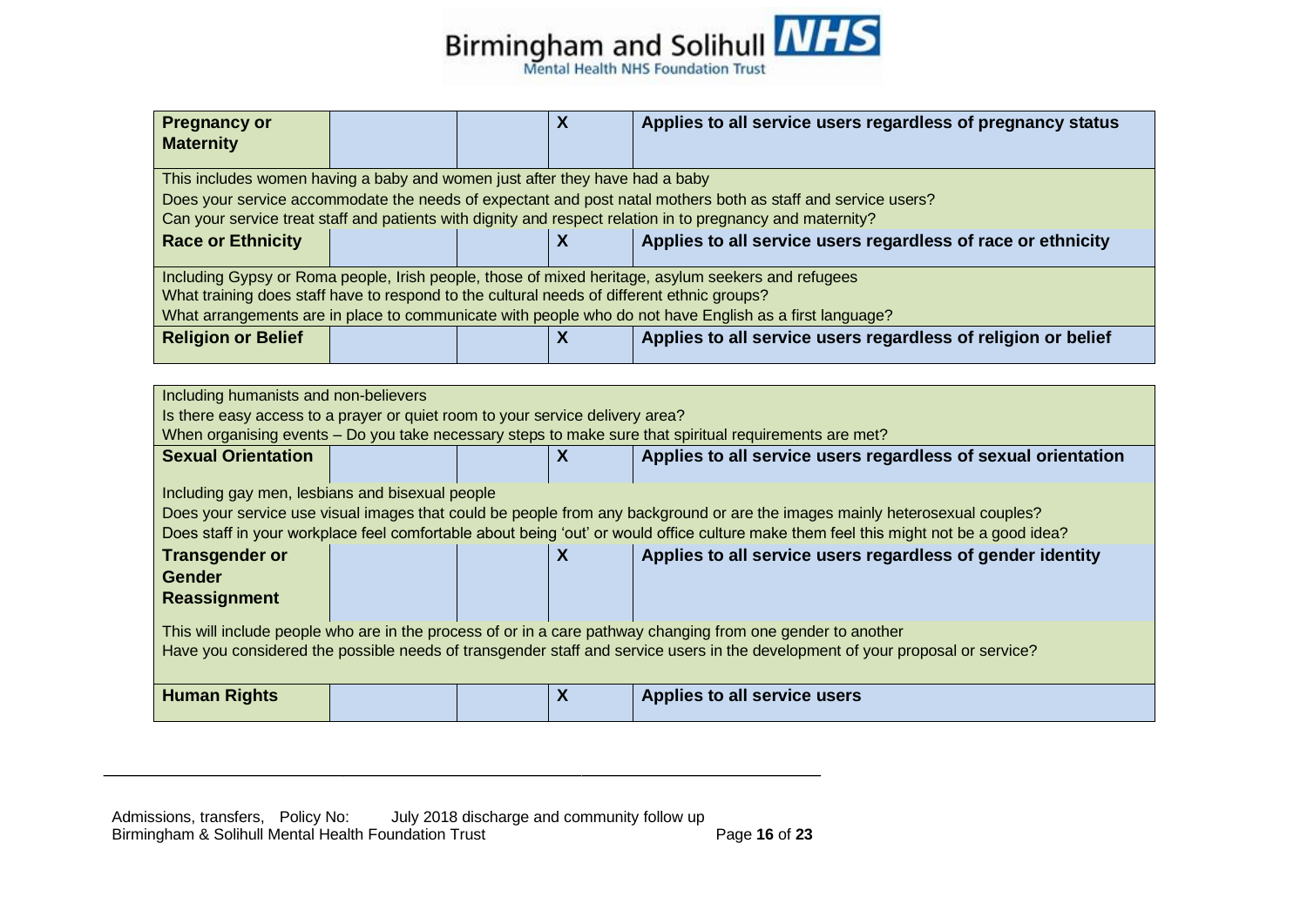| | | | | |
|---|---|---|---|---|
| **Pregnancy or Maternity** | | | **X** | **Applies to all service users regardless of pregnancy status** |
| This includes women having a baby and women just after they have had a baby<br>Does your service accommodate the needs of expectant and post natal mothers both as staff and service users?<br>Can your service treat staff and patients with dignity and respect relation in to pregnancy and maternity? | | | | |
| **Race or Ethnicity** | | | **X** | **Applies to all service users regardless of race or ethnicity** |
| Including Gypsy or Roma people, Irish people, those of mixed heritage, asylum seekers and refugees<br>What training does staff have to respond to the cultural needs of different ethnic groups?<br>What arrangements are in place to communicate with people who do not have English as a first language? | | | | |
| **Religion or Belief** | | | **X** | **Applies to all service users regardless of religion or belief** |
| Including humanists and non-believers<br>Is there easy access to a prayer or quiet room to your service delivery area?<br>When organising events – Do you take necessary steps to make sure that spiritual requirements are met? | | | | |
| **Sexual Orientation** | | | **X** | **Applies to all service users regardless of sexual orientation** |
| Including gay men, lesbians and bisexual people<br>Does your service use visual images that could be people from any background or are the images mainly heterosexual couples?<br>Does staff in your workplace feel comfortable about being 'out' or would office culture make them feel this might not be a good idea? | | | | |
| **Transgender or Gender Reassignment** | | | **X** | **Applies to all service users regardless of gender identity** |
| This will include people who are in the process of or in a care pathway changing from one gender to another<br>Have you considered the possible needs of transgender staff and service users in the development of your proposal or service? | | | | |
| **Human Rights** | | | **X** | **Applies to all service users** |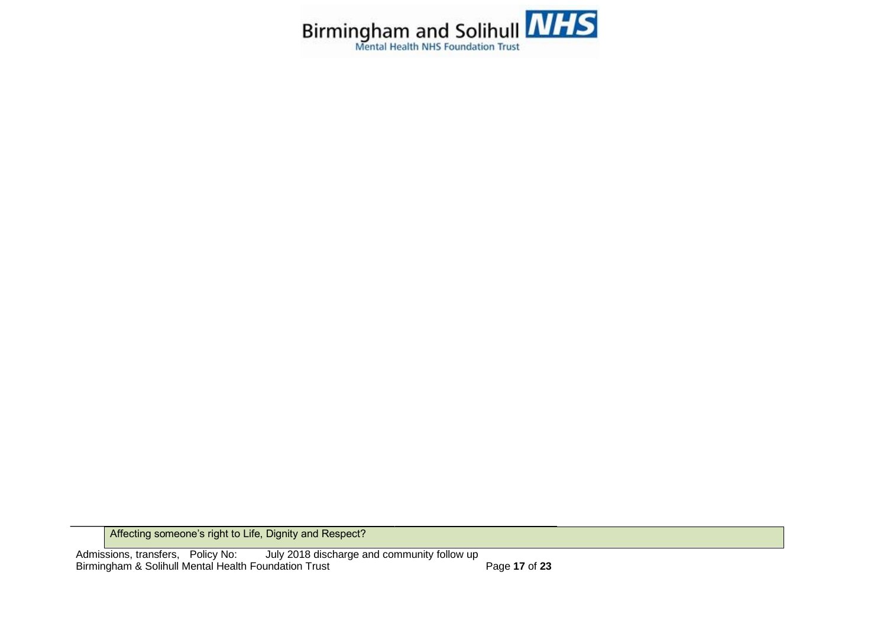| Affecting someone's right to Life, Dignity and Respect? |
|---|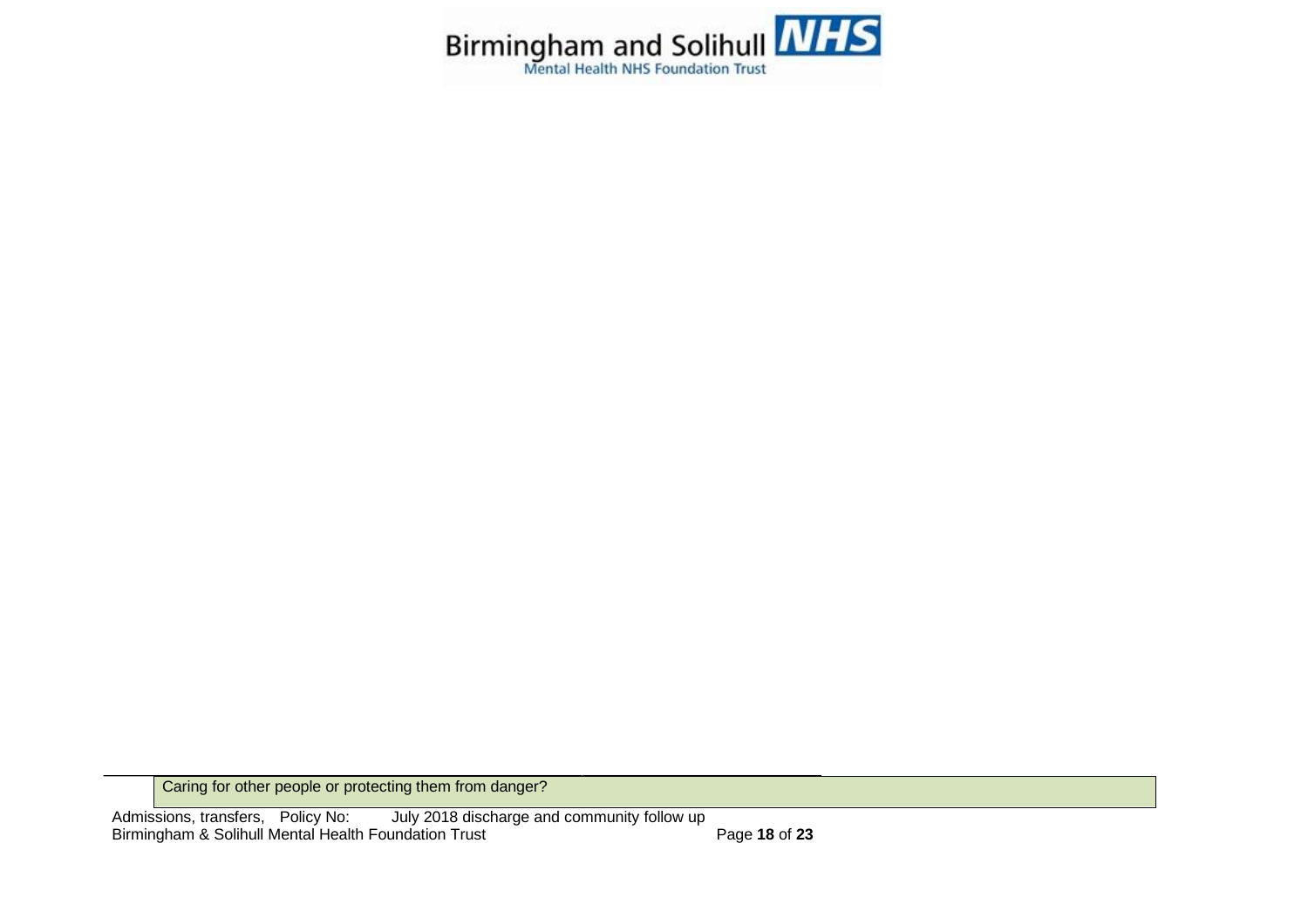| Caring for other people or protecting them from danger? |
|---|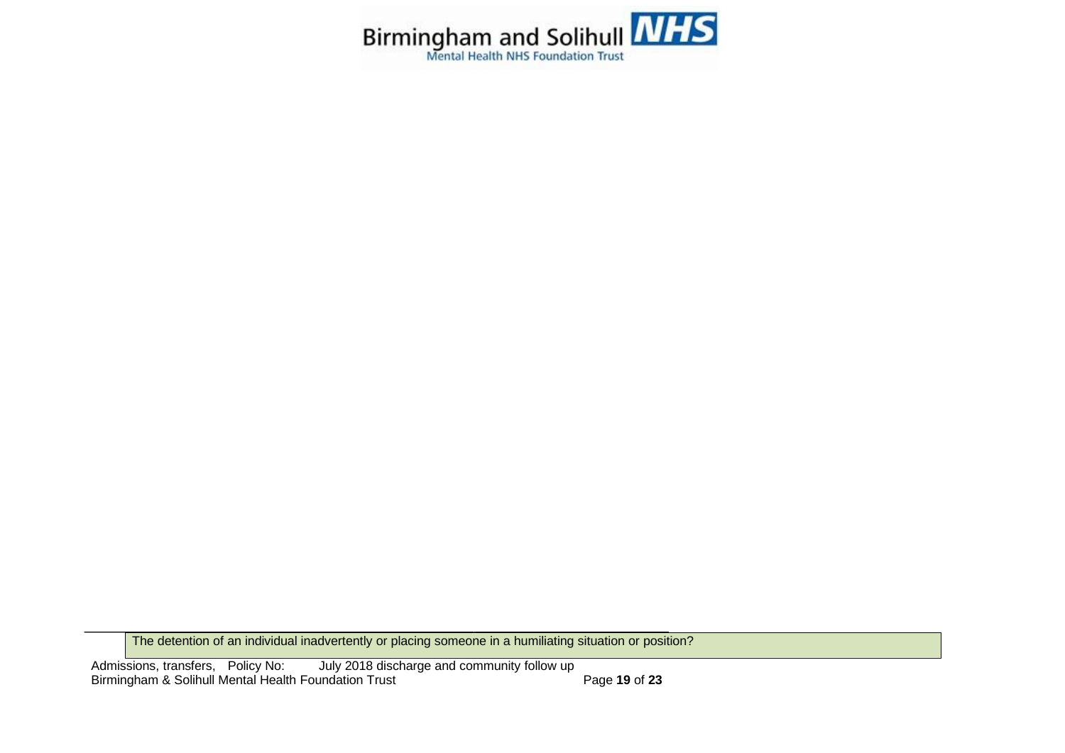| The detention of an individual inadvertently or placing someone in a humiliating situation or position? |
| --- |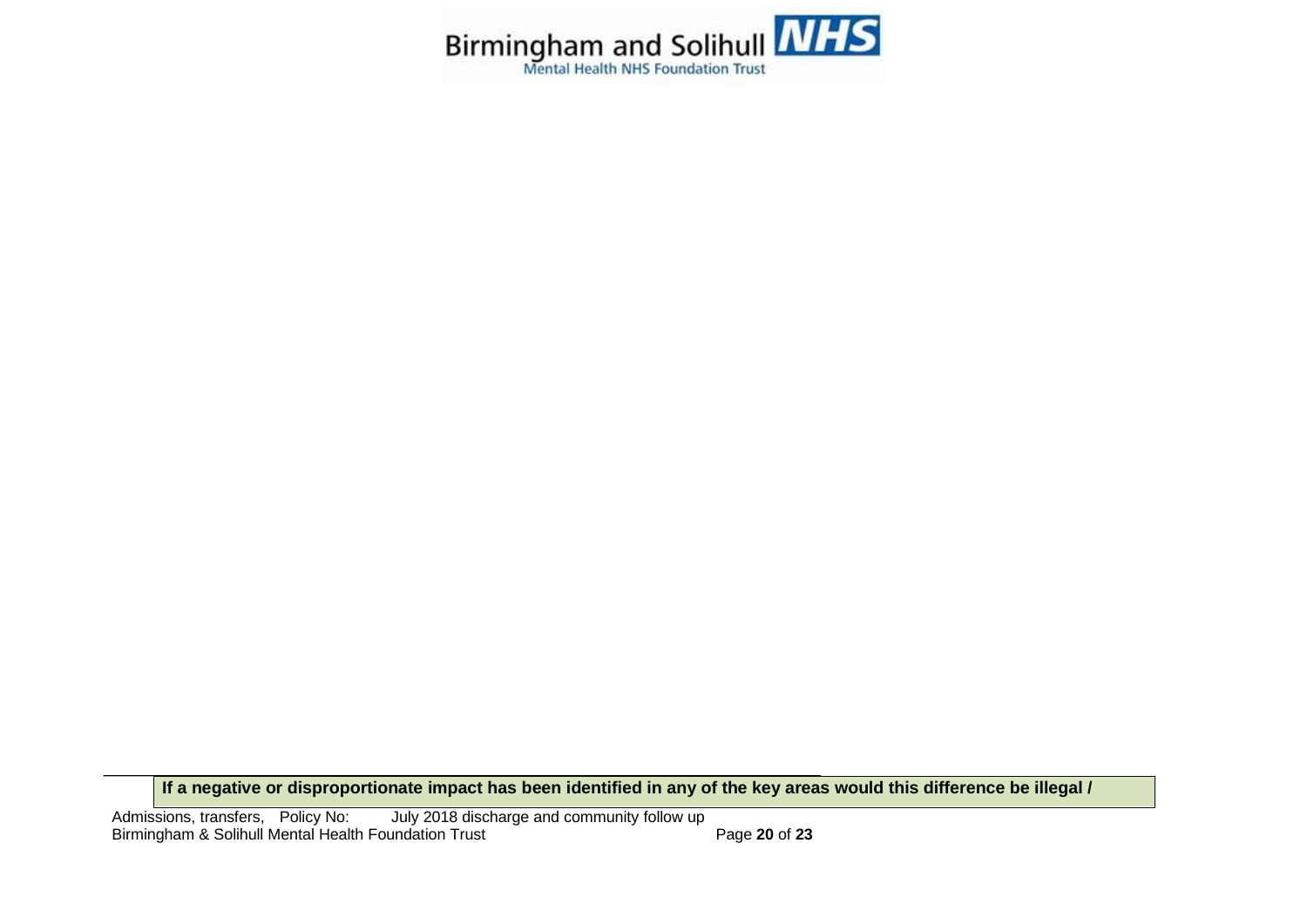| If a negative or disproportionate impact has been identified in any of the key areas would this difference be illegal / |
| --- |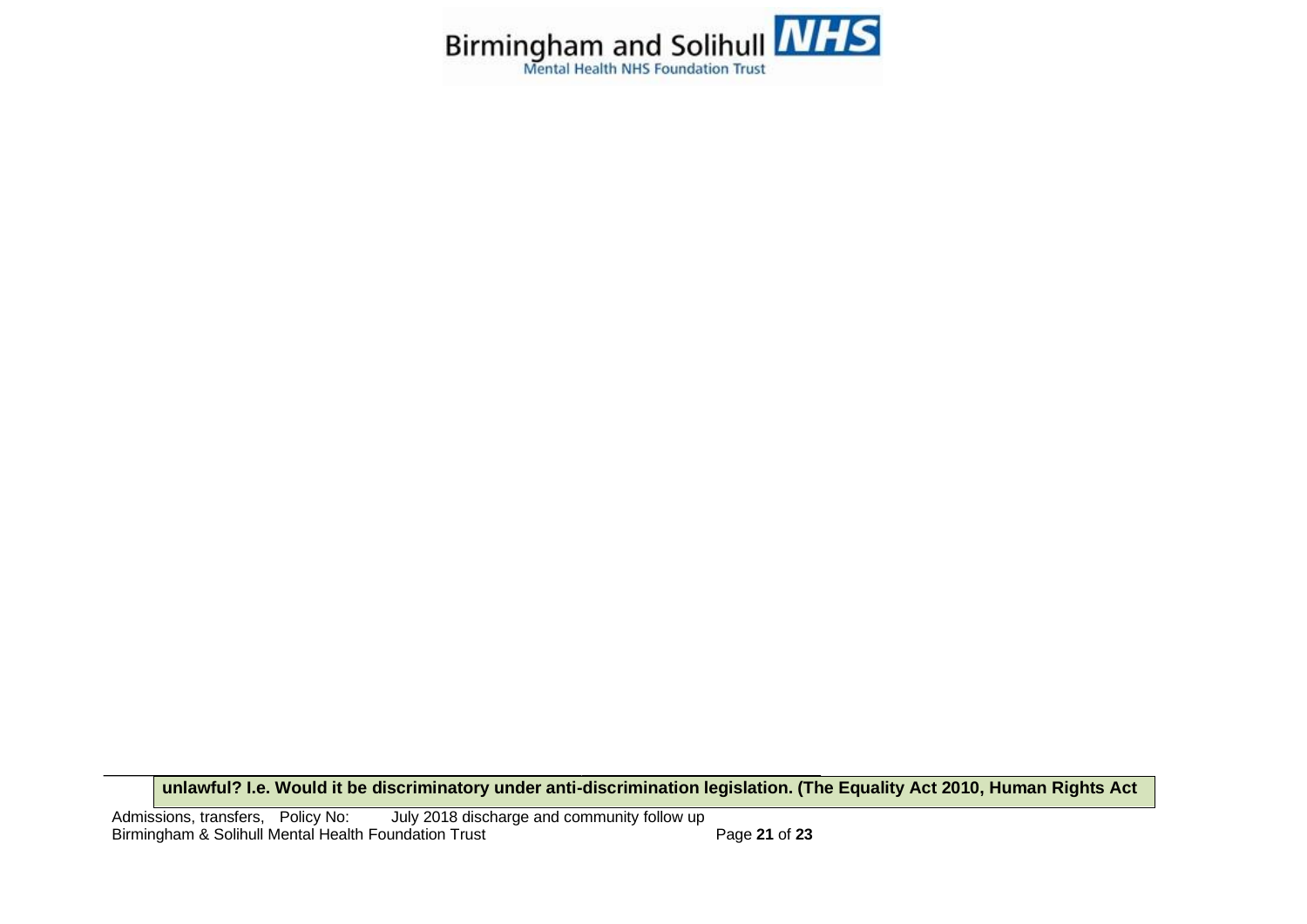| unlawful? I.e. Would it be discriminatory under anti-discrimination legislation. (The Equality Act 2010, Human Rights Act |
| --- |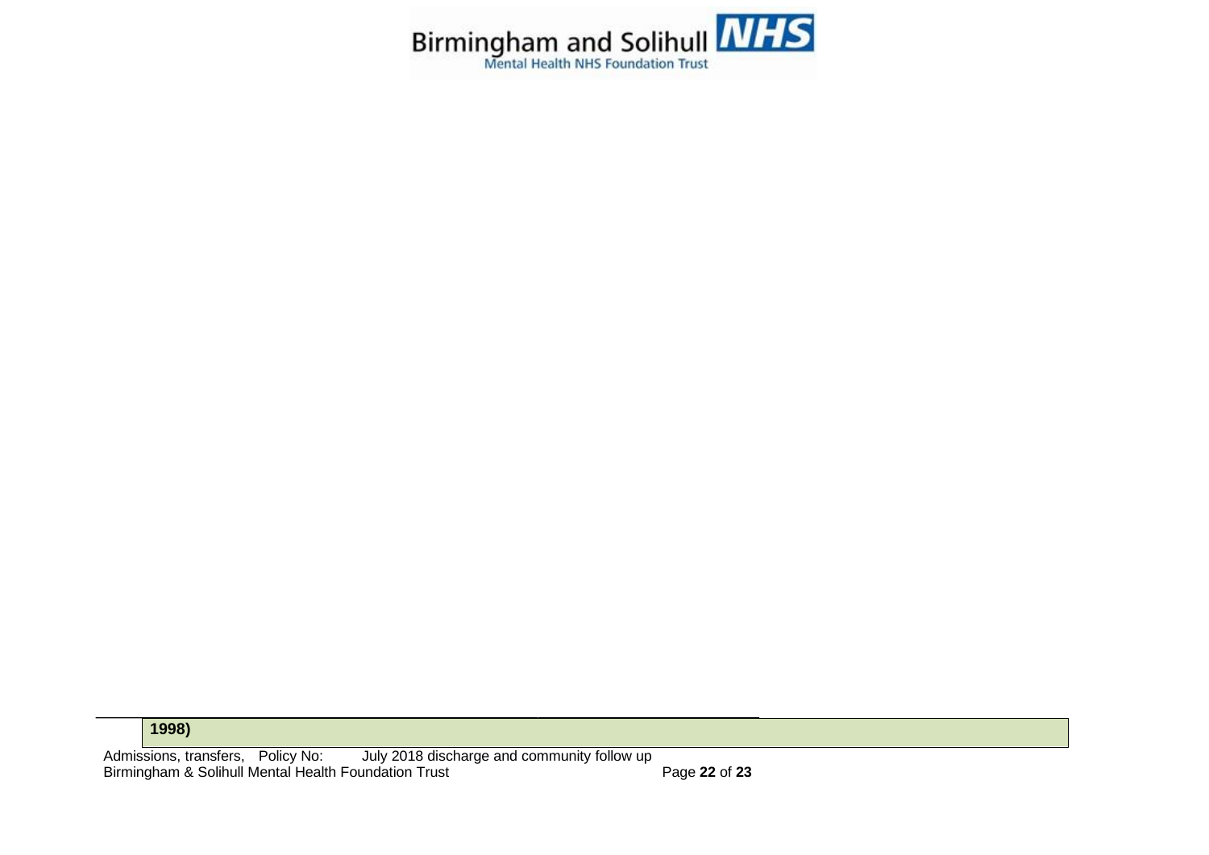| 1998) |
| --- |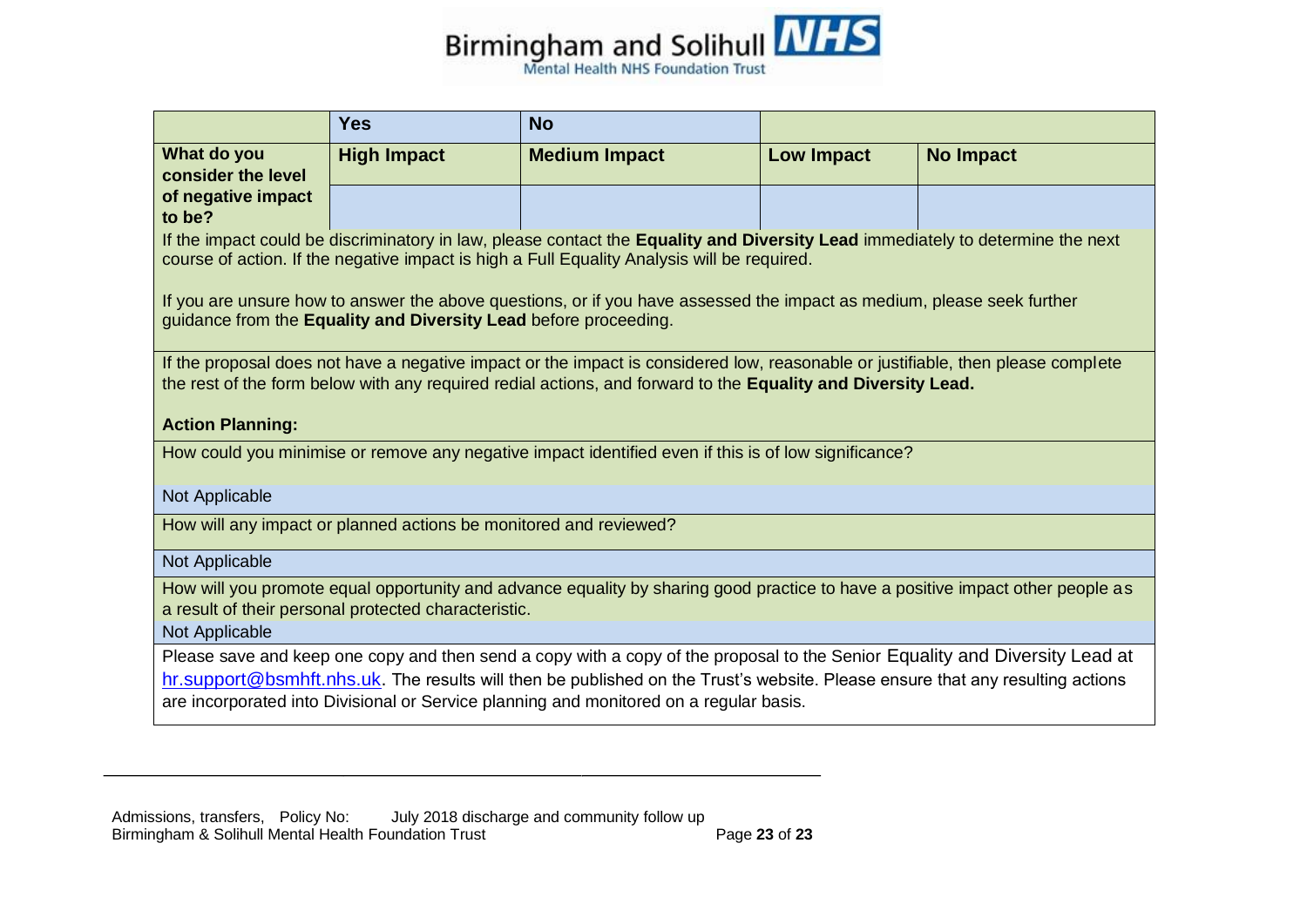| | Yes | No | | |
|---|---|---|---|---|
| **What do you consider the level of negative impact to be?** | **High Impact** | **Medium Impact** | **Low Impact** | **No Impact** |
| | | | | |

If the impact could be discriminatory in law, please contact the **Equality and Diversity Lead** immediately to determine the next course of action. If the negative impact is high a Full Equality Analysis will be required.

If you are unsure how to answer the above questions, or if you have assessed the impact as medium, please seek further guidance from the **Equality and Diversity Lead** before proceeding.

If the proposal does not have a negative impact or the impact is considered low, reasonable or justifiable, then please complete the rest of the form below with any required redial actions, and forward to the **Equality and Diversity Lead.**

**Action Planning:**

How could you minimise or remove any negative impact identified even if this is of low significance?

Not Applicable

How will any impact or planned actions be monitored and reviewed?

Not Applicable

How will you promote equal opportunity and advance equality by sharing good practice to have a positive impact other people as a result of their personal protected characteristic.

Not Applicable

Please save and keep one copy and then send a copy with a copy of the proposal to the Senior Equality and Diversity Lead at hr.support@bsmhft.nhs.uk. The results will then be published on the Trust's website. Please ensure that any resulting actions are incorporated into Divisional or Service planning and monitored on a regular basis.